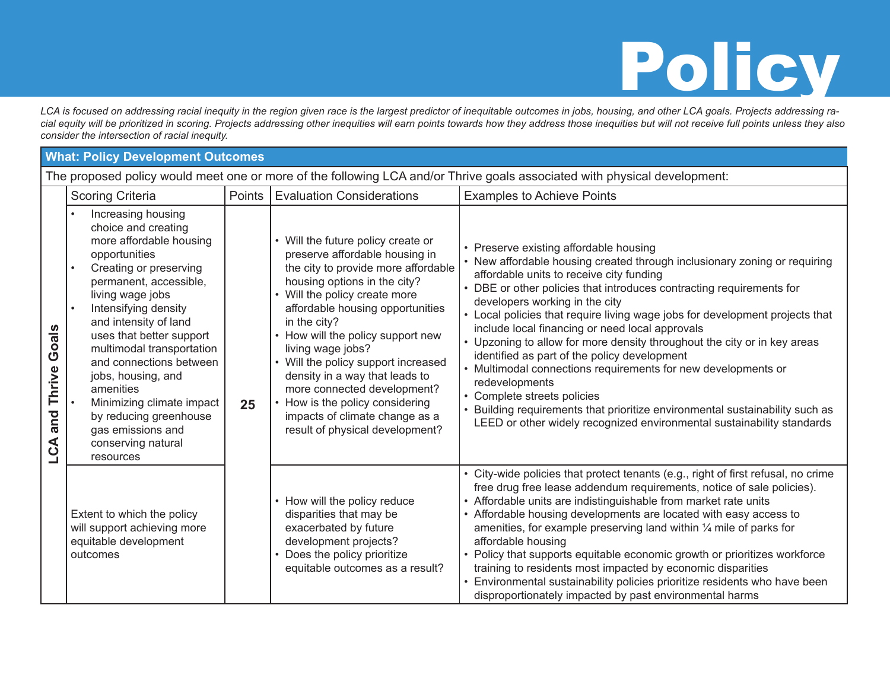# Policy

*LCA is focused on addressing racial inequity in the region given race is the largest predictor of inequitable outcomes in jobs, housing, and other LCA goals. Projects addressing racial equity will be prioritized in scoring. Projects addressing other inequities will earn points towards how they address those inequities but will not receive full points unless they also consider the intersection of racial inequity.*

## What: Policy Development Outcomes

The proposed policy would meet one or more of the following LCA and/or Thrive goals associated with physical development:

| | Scoring Criteria | Points | Evaluation Considerations | Examples to Achieve Points |
|---|---|---|---|---|
| **LCA and Thrive Goals** | • Increasing housing choice and creating more affordable housing opportunities<br>• Creating or preserving permanent, accessible, living wage jobs<br>• Intensifying density and intensity of land uses that better support multimodal transportation and connections between jobs, housing, and amenities<br>• Minimizing climate impact by reducing greenhouse gas emissions and conserving natural resources | **25** | • Will the future policy create or preserve affordable housing in the city to provide more affordable housing options in the city?<br>• Will the policy create more affordable housing opportunities in the city?<br>• How will the policy support new living wage jobs?<br>• Will the policy support increased density in a way that leads to more connected development?<br>• How is the policy considering impacts of climate change as a result of physical development? | • Preserve existing affordable housing<br>• New affordable housing created through inclusionary zoning or requiring affordable units to receive city funding<br>• DBE or other policies that introduces contracting requirements for developers working in the city<br>• Local policies that require living wage jobs for development projects that include local financing or need local approvals<br>• Upzoning to allow for more density throughout the city or in key areas identified as part of the policy development<br>• Multimodal connections requirements for new developments or redevelopments<br>• Complete streets policies<br>• Building requirements that prioritize environmental sustainability such as LEED or other widely recognized environmental sustainability standards |
| | Extent to which the policy will support achieving more equitable development outcomes | | • How will the policy reduce disparities that may be exacerbated by future development projects?<br>• Does the policy prioritize equitable outcomes as a result? | • City-wide policies that protect tenants (e.g., right of first refusal, no crime free drug free lease addendum requirements, notice of sale policies).<br>• Affordable units are indistinguishable from market rate units<br>• Affordable housing developments are located with easy access to amenities, for example preserving land within ¼ mile of parks for affordable housing<br>• Policy that supports equitable economic growth or prioritizes workforce training to residents most impacted by economic disparities<br>• Environmental sustainability policies prioritize residents who have been disproportionately impacted by past environmental harms |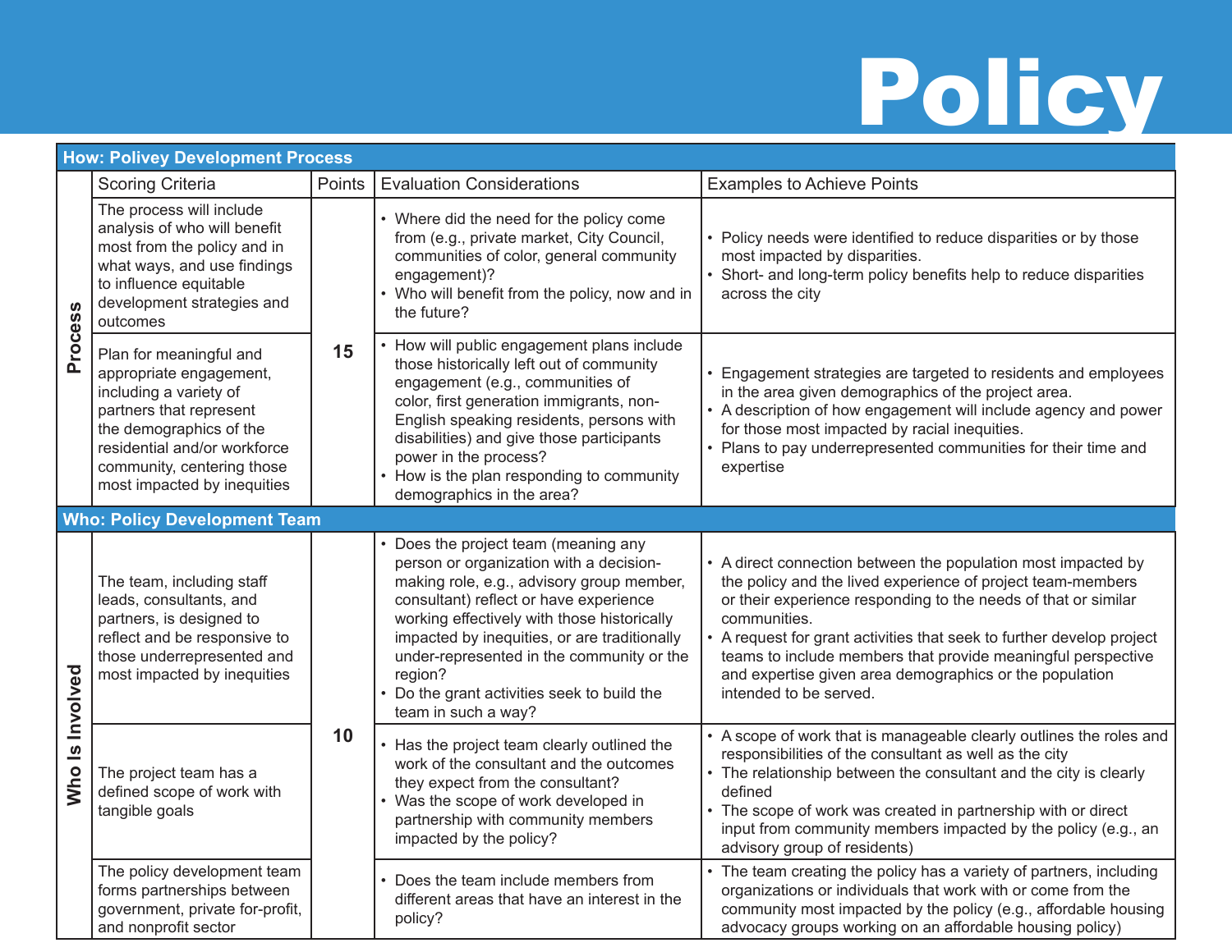# Policy

## How: Polivey Development Process

| | Scoring Criteria | Points | Evaluation Considerations | Examples to Achieve Points |
|---|---|---|---|---|
| Process | The process will include analysis of who will benefit most from the policy and in what ways, and use findings to influence equitable development strategies and outcomes | 15 | • Where did the need for the policy come from (e.g., private market, City Council, communities of color, general community engagement)?<br>• Who will benefit from the policy, now and in the future? | • Policy needs were identified to reduce disparities or by those most impacted by disparities.<br>• Short- and long-term policy benefits help to reduce disparities across the city |
| | Plan for meaningful and appropriate engagement, including a variety of partners that represent the demographics of the residential and/or workforce community, centering those most impacted by inequities | | • How will public engagement plans include those historically left out of community engagement (e.g., communities of color, first generation immigrants, non-English speaking residents, persons with disabilities) and give those participants power in the process?<br>• How is the plan responding to community demographics in the area? | • Engagement strategies are targeted to residents and employees in the area given demographics of the project area.<br>• A description of how engagement will include agency and power for those most impacted by racial inequities.<br>• Plans to pay underrepresented communities for their time and expertise |

## Who: Policy Development Team

| | Scoring Criteria | Points | Evaluation Considerations | Examples to Achieve Points |
|---|---|---|---|---|
| Who Is Involved | The team, including staff leads, consultants, and partners, is designed to reflect and be responsive to those underrepresented and most impacted by inequities | 10 | • Does the project team (meaning any person or organization with a decision-making role, e.g., advisory group member, consultant) reflect or have experience working effectively with those historically impacted by inequities, or are traditionally under-represented in the community or the region?<br>• Do the grant activities seek to build the team in such a way? | • A direct connection between the population most impacted by the policy and the lived experience of project team-members or their experience responding to the needs of that or similar communities.<br>• A request for grant activities that seek to further develop project teams to include members that provide meaningful perspective and expertise given area demographics or the population intended to be served. |
| | The project team has a defined scope of work with tangible goals | | • Has the project team clearly outlined the work of the consultant and the outcomes they expect from the consultant?<br>• Was the scope of work developed in partnership with community members impacted by the policy? | • A scope of work that is manageable clearly outlines the roles and responsibilities of the consultant as well as the city<br>• The relationship between the consultant and the city is clearly defined<br>• The scope of work was created in partnership with or direct input from community members impacted by the policy (e.g., an advisory group of residents) |
| | The policy development team forms partnerships between government, private for-profit, and nonprofit sector | | • Does the team include members from different areas that have an interest in the policy? | • The team creating the policy has a variety of partners, including organizations or individuals that work with or come from the community most impacted by the policy (e.g., affordable housing advocacy groups working on an affordable housing policy) |